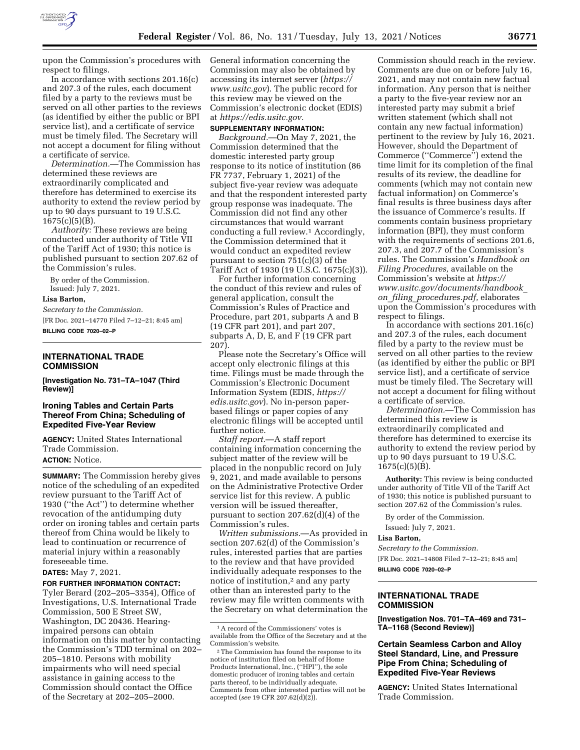upon the Commission's procedures with respect to filings.

In accordance with sections 201.16(c) and 207.3 of the rules, each document filed by a party to the reviews must be served on all other parties to the reviews (as identified by either the public or BPI service list), and a certificate of service must be timely filed. The Secretary will not accept a document for filing without a certificate of service.

*Determination.*—The Commission has determined these reviews are extraordinarily complicated and therefore has determined to exercise its authority to extend the review period by up to 90 days pursuant to 19 U.S.C. 1675(c)(5)(B).

*Authority:* These reviews are being conducted under authority of Title VII of the Tariff Act of 1930; this notice is published pursuant to section 207.62 of the Commission's rules.

By order of the Commission.

Issued: July 7, 2021.

**Lisa Barton,**

*Secretary to the Commission.*

[FR Doc. 2021–14770 Filed 7–12–21; 8:45 am]

**BILLING CODE 7020–02–P**

---

## INTERNATIONAL TRADE COMMISSION

**[Investigation No. 731–TA–1047 (Third Review)]**

## Ironing Tables and Certain Parts Thereof From China; Scheduling of Expedited Five-Year Review

**AGENCY:** United States International Trade Commission.

**ACTION:** Notice.

**SUMMARY:** The Commission hereby gives notice of the scheduling of an expedited review pursuant to the Tariff Act of 1930 (''the Act'') to determine whether revocation of the antidumping duty order on ironing tables and certain parts thereof from China would be likely to lead to continuation or recurrence of material injury within a reasonably foreseeable time.

**DATES:** May 7, 2021.

**FOR FURTHER INFORMATION CONTACT:** Tyler Berard (202–205–3354), Office of Investigations, U.S. International Trade Commission, 500 E Street SW, Washington, DC 20436. Hearing-impaired persons can obtain information on this matter by contacting the Commission's TDD terminal on 202–205–1810. Persons with mobility impairments who will need special assistance in gaining access to the Commission should contact the Office of the Secretary at 202–205–2000. General information concerning the Commission may also be obtained by accessing its internet server (*https://www.usitc.gov*). The public record for this review may be viewed on the Commission's electronic docket (EDIS) at *https://edis.usitc.gov.*

**SUPPLEMENTARY INFORMATION:**

*Background.*—On May 7, 2021, the Commission determined that the domestic interested party group response to its notice of institution (86 FR 7737, February 1, 2021) of the subject five-year review was adequate and that the respondent interested party group response was inadequate. The Commission did not find any other circumstances that would warrant conducting a full review.[1] Accordingly, the Commission determined that it would conduct an expedited review pursuant to section 751(c)(3) of the Tariff Act of 1930 (19 U.S.C. 1675(c)(3)).

For further information concerning the conduct of this review and rules of general application, consult the Commission's Rules of Practice and Procedure, part 201, subparts A and B (19 CFR part 201), and part 207, subparts A, D, E, and F (19 CFR part 207).

Please note the Secretary's Office will accept only electronic filings at this time. Filings must be made through the Commission's Electronic Document Information System (EDIS, *https://edis.usitc.gov*). No in-person paper-based filings or paper copies of any electronic filings will be accepted until further notice.

*Staff report.*—A staff report containing information concerning the subject matter of the review will be placed in the nonpublic record on July 9, 2021, and made available to persons on the Administrative Protective Order service list for this review. A public version will be issued thereafter, pursuant to section 207.62(d)(4) of the Commission's rules.

*Written submissions.*—As provided in section 207.62(d) of the Commission's rules, interested parties that are parties to the review and that have provided individually adequate responses to the notice of institution,[2] and any party other than an interested party to the review may file written comments with the Secretary on what determination the Commission should reach in the review. Comments are due on or before July 16, 2021, and may not contain new factual information. Any person that is neither a party to the five-year review nor an interested party may submit a brief written statement (which shall not contain any new factual information) pertinent to the review by July 16, 2021. However, should the Department of Commerce (''Commerce'') extend the time limit for its completion of the final results of its review, the deadline for comments (which may not contain new factual information) on Commerce's final results is three business days after the issuance of Commerce's results. If comments contain business proprietary information (BPI), they must conform with the requirements of sections 201.6, 207.3, and 207.7 of the Commission's rules. The Commission's *Handbook on Filing Procedures,* available on the Commission's website at *https://www.usitc.gov/documents/handbook_on_filing_procedures.pdf,* elaborates upon the Commission's procedures with respect to filings.

In accordance with sections 201.16(c) and 207.3 of the rules, each document filed by a party to the review must be served on all other parties to the review (as identified by either the public or BPI service list), and a certificate of service must be timely filed. The Secretary will not accept a document for filing without a certificate of service.

*Determination.*—The Commission has determined this review is extraordinarily complicated and therefore has determined to exercise its authority to extend the review period by up to 90 days pursuant to 19 U.S.C. 1675(c)(5)(B).

**Authority:** This review is being conducted under authority of Title VII of the Tariff Act of 1930; this notice is published pursuant to section 207.62 of the Commission's rules.

By order of the Commission.

Issued: July 7, 2021.

**Lisa Barton,**

*Secretary to the Commission.*

[FR Doc. 2021–14808 Filed 7–12–21; 8:45 am]

**BILLING CODE 7020–02–P**

[1] A record of the Commissioners' votes is available from the Office of the Secretary and at the Commission's website.

[2] The Commission has found the response to its notice of institution filed on behalf of Home Products International, Inc., (''HPI''), the sole domestic producer of ironing tables and certain parts thereof, to be individually adequate. Comments from other interested parties will not be accepted (*see* 19 CFR 207.62(d)(2)).

---

## INTERNATIONAL TRADE COMMISSION

**[Investigation Nos. 701–TA–469 and 731–TA–1168 (Second Review)]**

## Certain Seamless Carbon and Alloy Steel Standard, Line, and Pressure Pipe From China; Scheduling of Expedited Five-Year Reviews

**AGENCY:** United States International Trade Commission.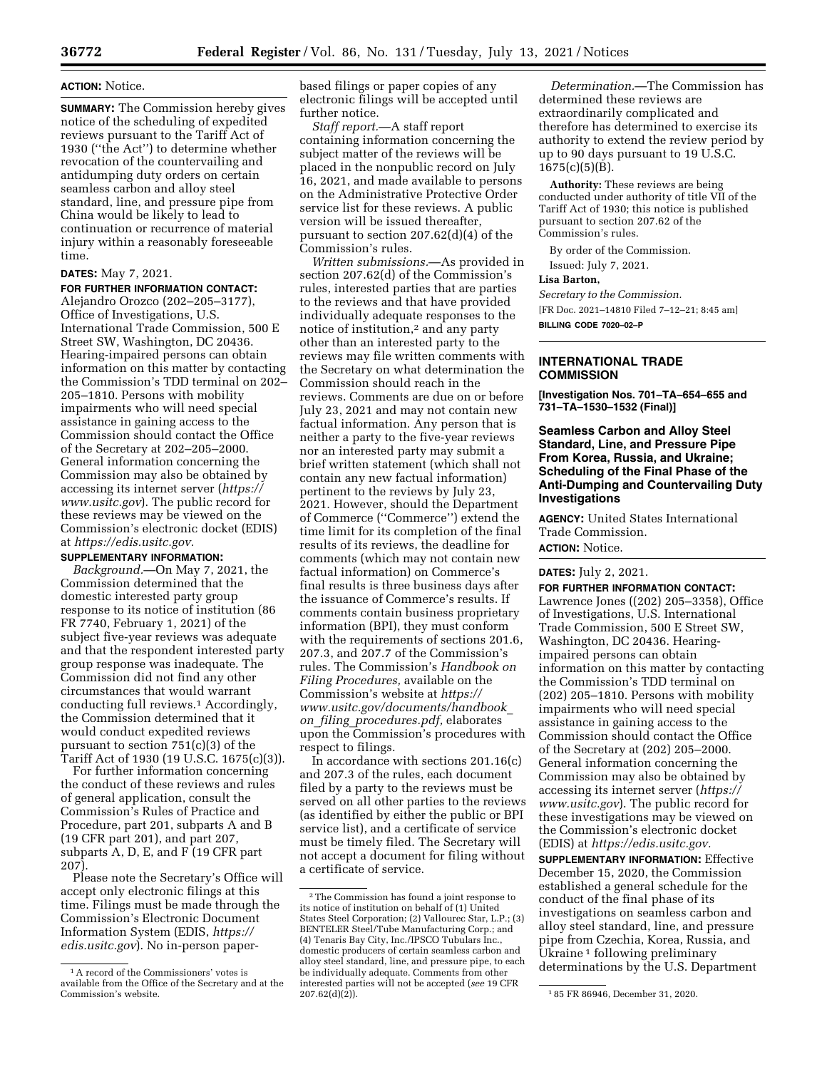**ACTION:** Notice.

**SUMMARY:** The Commission hereby gives notice of the scheduling of expedited reviews pursuant to the Tariff Act of 1930 (''the Act'') to determine whether revocation of the countervailing and antidumping duty orders on certain seamless carbon and alloy steel standard, line, and pressure pipe from China would be likely to lead to continuation or recurrence of material injury within a reasonably foreseeable time.

**DATES:** May 7, 2021.

**FOR FURTHER INFORMATION CONTACT:** Alejandro Orozco (202–205–3177), Office of Investigations, U.S. International Trade Commission, 500 E Street SW, Washington, DC 20436. Hearing-impaired persons can obtain information on this matter by contacting the Commission's TDD terminal on 202–205–1810. Persons with mobility impairments who will need special assistance in gaining access to the Commission should contact the Office of the Secretary at 202–205–2000. General information concerning the Commission may also be obtained by accessing its internet server (*https://www.usitc.gov*). The public record for these reviews may be viewed on the Commission's electronic docket (EDIS) at *https://edis.usitc.gov.*

**SUPPLEMENTARY INFORMATION:**

*Background.*—On May 7, 2021, the Commission determined that the domestic interested party group response to its notice of institution (86 FR 7740, February 1, 2021) of the subject five-year reviews was adequate and that the respondent interested party group response was inadequate. The Commission did not find any other circumstances that would warrant conducting full reviews.[1] Accordingly, the Commission determined that it would conduct expedited reviews pursuant to section 751(c)(3) of the Tariff Act of 1930 (19 U.S.C. 1675(c)(3)).

For further information concerning the conduct of these reviews and rules of general application, consult the Commission's Rules of Practice and Procedure, part 201, subparts A and B (19 CFR part 201), and part 207, subparts A, D, E, and F (19 CFR part 207).

Please note the Secretary's Office will accept only electronic filings at this time. Filings must be made through the Commission's Electronic Document Information System (EDIS, *https://edis.usitc.gov*). No in-person paper-based filings or paper copies of any electronic filings will be accepted until further notice.

*Staff report.*—A staff report containing information concerning the subject matter of the reviews will be placed in the nonpublic record on July 16, 2021, and made available to persons on the Administrative Protective Order service list for these reviews. A public version will be issued thereafter, pursuant to section 207.62(d)(4) of the Commission's rules.

*Written submissions.*—As provided in section 207.62(d) of the Commission's rules, interested parties that are parties to the reviews and that have provided individually adequate responses to the notice of institution,[2] and any party other than an interested party to the reviews may file written comments with the Secretary on what determination the Commission should reach in the reviews. Comments are due on or before July 23, 2021 and may not contain new factual information. Any person that is neither a party to the five-year reviews nor an interested party may submit a brief written statement (which shall not contain any new factual information) pertinent to the reviews by July 23, 2021. However, should the Department of Commerce (''Commerce'') extend the time limit for its completion of the final results of its reviews, the deadline for comments (which may not contain new factual information) on Commerce's final results is three business days after the issuance of Commerce's results. If comments contain business proprietary information (BPI), they must conform with the requirements of sections 201.6, 207.3, and 207.7 of the Commission's rules. The Commission's *Handbook on Filing Procedures,* available on the Commission's website at *https://www.usitc.gov/documents/handbook_on_filing_procedures.pdf,* elaborates upon the Commission's procedures with respect to filings.

In accordance with sections 201.16(c) and 207.3 of the rules, each document filed by a party to the reviews must be served on all other parties to the reviews (as identified by either the public or BPI service list), and a certificate of service must be timely filed. The Secretary will not accept a document for filing without a certificate of service.

*Determination.*—The Commission has determined these reviews are extraordinarily complicated and therefore has determined to exercise its authority to extend the review period by up to 90 days pursuant to 19 U.S.C. 1675(c)(5)(B).

**Authority:** These reviews are being conducted under authority of title VII of the Tariff Act of 1930; this notice is published pursuant to section 207.62 of the Commission's rules.

By order of the Commission.

Issued: July 7, 2021.

**Lisa Barton,**

*Secretary to the Commission.*

[FR Doc. 2021–14810 Filed 7–12–21; 8:45 am]

**BILLING CODE 7020–02–P**

[1] A record of the Commissioners' votes is available from the Office of the Secretary and at the Commission's website.

[2] The Commission has found a joint response to its notice of institution on behalf of (1) United States Steel Corporation; (2) Vallourec Star, L.P.; (3) BENTELER Steel/Tube Manufacturing Corp.; and (4) Tenaris Bay City, Inc./IPSCO Tubulars Inc., domestic producers of certain seamless carbon and alloy steel standard, line, and pressure pipe, to each be individually adequate. Comments from other interested parties will not be accepted (*see* 19 CFR 207.62(d)(2)).

## INTERNATIONAL TRADE COMMISSION

**[Investigation Nos. 701–TA–654–655 and 731–TA–1530–1532 (Final)]**

### Seamless Carbon and Alloy Steel Standard, Line, and Pressure Pipe From Korea, Russia, and Ukraine; Scheduling of the Final Phase of the Anti-Dumping and Countervailing Duty Investigations

**AGENCY:** United States International Trade Commission.

**ACTION:** Notice.

**DATES:** July 2, 2021.

**FOR FURTHER INFORMATION CONTACT:** Lawrence Jones ((202) 205–3358), Office of Investigations, U.S. International Trade Commission, 500 E Street SW, Washington, DC 20436. Hearing-impaired persons can obtain information on this matter by contacting the Commission's TDD terminal on (202) 205–1810. Persons with mobility impairments who will need special assistance in gaining access to the Commission should contact the Office of the Secretary at (202) 205–2000. General information concerning the Commission may also be obtained by accessing its internet server (*https://www.usitc.gov*). The public record for these investigations may be viewed on the Commission's electronic docket (EDIS) at *https://edis.usitc.gov.*

**SUPPLEMENTARY INFORMATION:** Effective December 15, 2020, the Commission established a general schedule for the conduct of the final phase of its investigations on seamless carbon and alloy steel standard, line, and pressure pipe from Czechia, Korea, Russia, and Ukraine [1] following preliminary determinations by the U.S. Department

[1] 85 FR 86946, December 31, 2020.